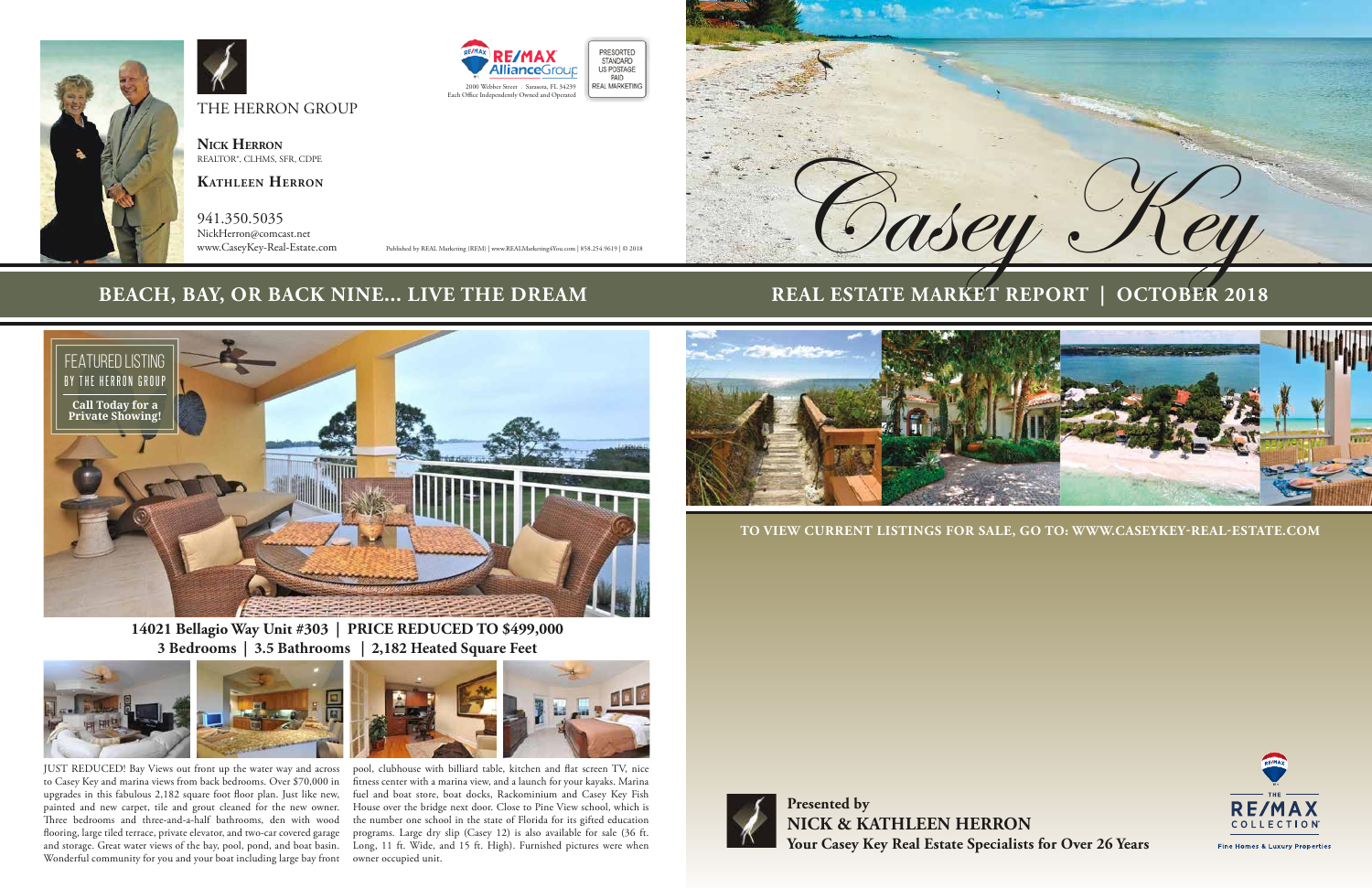# THE HERRON GROUP

**Nick Herron**
REALTOR®, CLHMS, SFR, CDPE

**Kathleen Herron**

941.350.5035
NickHerron@comcast.net
www.CaseyKey-Real-Estate.com

RE/MAX AllianceGroup
2000 Webber Street . Sarasota, FL 34239
Each Office Independently Owned and Operated

PRESORTED STANDARD US POSTAGE PAID REAL MARKETING

Published by REAL Marketing (REM) | www.REALMarketing4You.com | 858.254.9619 | © 2018

## BEACH, BAY, OR BACK NINE... LIVE THE DREAM

FEATURED LISTING
BY THE HERRON GROUP
**Call Today for a Private Showing!**

### 14021 Bellagio Way Unit #303 | PRICE REDUCED TO $499,000
### 3 Bedrooms | 3.5 Bathrooms | 2,182 Heated Square Feet

JUST REDUCED! Bay Views out front up the water way and across to Casey Key and marina views from back bedrooms. Over $70,000 in upgrades in this fabulous 2,182 square foot floor plan. Just like new, painted and new carpet, tile and grout cleaned for the new owner. Three bedrooms and three-and-a-half bathrooms, den with wood flooring, large tiled terrace, private elevator, and two-car covered garage and storage. Great water views of the bay, pool, pond, and boat basin. Wonderful community for you and your boat including large bay front pool, clubhouse with billiard table, kitchen and flat screen TV, nice fitness center with a marina view, and a launch for your kayaks. Marina fuel and boat store, boat docks, Rackominium and Casey Key Fish House over the bridge next door. Close to Pine View school, which is the number one school in the state of Florida for its gifted education programs. Large dry slip (Casey 12) is also available for sale (36 ft. Long, 11 ft. Wide, and 15 ft. High). Furnished pictures were when owner occupied unit.

# Casey Key

## REAL ESTATE MARKET REPORT | OCTOBER 2018

**TO VIEW CURRENT LISTINGS FOR SALE, GO TO: WWW.CASEYKEY-REAL-ESTATE.COM**

**Presented by**
**NICK & KATHLEEN HERRON**
**Your Casey Key Real Estate Specialists for Over 26 Years**

THE RE/MAX COLLECTION
Fine Homes & Luxury Properties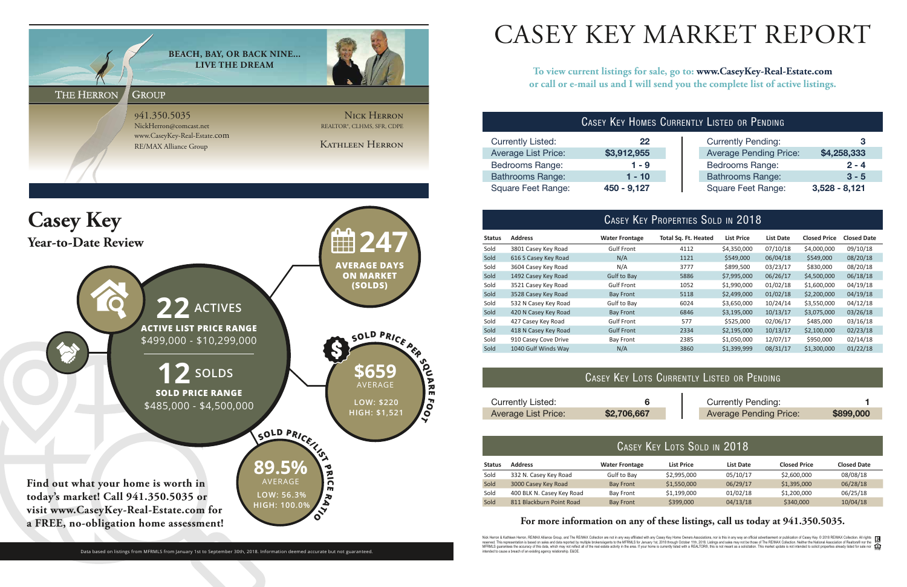BEACH, BAY, OR BACK NINE...
LIVE THE DREAM

THE HERRON GROUP

941.350.5035
NickHerron@comcast.net
www.CaseyKey-Real-Estate.com
RE/MAX Alliance Group

NICK HERRON
REALTOR®, CLHMS, SFR, CDPE

KATHLEEN HERRON

# Casey Key

## Year-to-Date Review

**22** ACTIVES

**ACTIVE LIST PRICE RANGE**
$499,000 - $10,299,000

**12** SOLDS

**SOLD PRICE RANGE**
$485,000 - $4,500,000

**247**
**AVERAGE DAYS ON MARKET (SOLDS)**

**SOLD PRICE PER SQUARE FOOT**
**$659**
AVERAGE
LOW: $220
HIGH: $1,521

**SOLD PRICE/LIST PRICE RATIO**
**89.5%**
AVERAGE
LOW: 56.3%
HIGH: 100.0%

**Find out what your home is worth in today's market! Call 941.350.5035 or visit www.CaseyKey-Real-Estate.com for a FREE, no-obligation home assessment!**

Data based on listings from MFRMLS from January 1st to September 30th, 2018. Information deemed accurate but not guaranteed.

# CASEY KEY MARKET REPORT

**To view current listings for sale, go to: www.CaseyKey-Real-Estate.com or call or e-mail us and I will send you the complete list of active listings.**

## Casey Key Homes Currently Listed or Pending

| | | | |
|---|---|---|---|
| Currently Listed: | 22 | Currently Pending: | 3 |
| Average List Price: | $3,912,955 | Average Pending Price: | $4,258,333 |
| Bedrooms Range: | 1 - 9 | Bedrooms Range: | 2 - 4 |
| Bathrooms Range: | 1 - 10 | Bathrooms Range: | 3 - 5 |
| Square Feet Range: | 450 - 9,127 | Square Feet Range: | 3,528 - 8,121 |

## Casey Key Properties Sold in 2018

| Status | Address | Water Frontage | Total Sq. Ft. Heated | List Price | List Date | Closed Price | Closed Date |
|---|---|---|---|---|---|---|---|
| Sold | 3801 Casey Key Road | Gulf Front | 4112 | $4,350,000 | 07/10/18 | $4,000,000 | 09/10/18 |
| Sold | 616 S Casey Key Road | N/A | 1121 | $549,000 | 06/04/18 | $549,000 | 08/20/18 |
| Sold | 3604 Casey Key Road | N/A | 3777 | $899,500 | 03/23/17 | $830,000 | 08/20/18 |
| Sold | 1492 Casey Key Road | Gulf to Bay | 5886 | $7,995,000 | 06/26/17 | $4,500,000 | 06/18/18 |
| Sold | 3521 Casey Key Road | Gulf Front | 1052 | $1,990,000 | 01/02/18 | $1,600,000 | 04/19/18 |
| Sold | 3528 Casey Key Road | Bay Front | 5118 | $2,499,000 | 01/02/18 | $2,200,000 | 04/19/18 |
| Sold | 532 N Casey Key Road | Gulf to Bay | 6024 | $3,650,000 | 10/24/14 | $3,550,000 | 04/12/18 |
| Sold | 420 N Casey Key Road | Bay Front | 6846 | $3,195,000 | 10/13/17 | $3,075,000 | 03/26/18 |
| Sold | 427 Casey Key Road | Gulf Front | 577 | $525,000 | 02/06/17 | $485,000 | 03/16/18 |
| Sold | 418 N Casey Key Road | Gulf Front | 2334 | $2,195,000 | 10/13/17 | $2,100,000 | 02/23/18 |
| Sold | 910 Casey Cove Drive | Bay Front | 2385 | $1,050,000 | 12/07/17 | $950,000 | 02/14/18 |
| Sold | 1040 Gulf Winds Way | N/A | 3860 | $1,399,999 | 08/31/17 | $1,300,000 | 01/22/18 |

## Casey Key Lots Currently Listed or Pending

| | | | |
|---|---|---|---|
| Currently Listed: | 6 | Currently Pending: | 1 |
| Average List Price: | $2,706,667 | Average Pending Price: | $899,000 |

## Casey Key Lots Sold in 2018

| Status | Address | Water Frontage | List Price | List Date | Closed Price | Closed Date |
|---|---|---|---|---|---|---|
| Sold | 332 N. Casey Key Road | Gulf to Bay | $2,995,000 | 05/10/17 | $2,600,000 | 08/08/18 |
| Sold | 3000 Casey Key Road | Bay Front | $1,550,000 | 06/29/17 | $1,395,000 | 06/28/18 |
| Sold | 400 BLK N. Casey Key Road | Bay Front | $1,199,000 | 01/02/18 | $1,200,000 | 06/25/18 |
| Sold | 811 Blackburn Point Road | Bay Front | $399,000 | 04/13/18 | $340,000 | 10/04/18 |

**For more information on any of these listings, call us today at 941.350.5035.**

Nick Herron & Kathleen Herron, RE/MAX Alliance Group, and The RE/MAX Collection are not in any way affiliated with any Casey Key Home Owners Associations, nor is this in any way an official advertisement or publication of Casey Key. © 2018 RE/MAX Collection. All rights reserved. This representation is based on sales and data reported by multiple brokers/agents to the MFRMLS for January 1st, 2018 through October 11th, 2018. Listings and sales may not be those of The RE/MAX Collection. Neither the National Association of Realtors® nor the MFRMLS guarantees the accuracy of this data, which may not reflect all of the real estate activity in the area. If your home is currently listed with a REALTOR®, this is not meant as a solicitation. This market update is not intended to solicit properties already listed for sale nor intended to cause a breach of an existing agency relationship. E&OE.